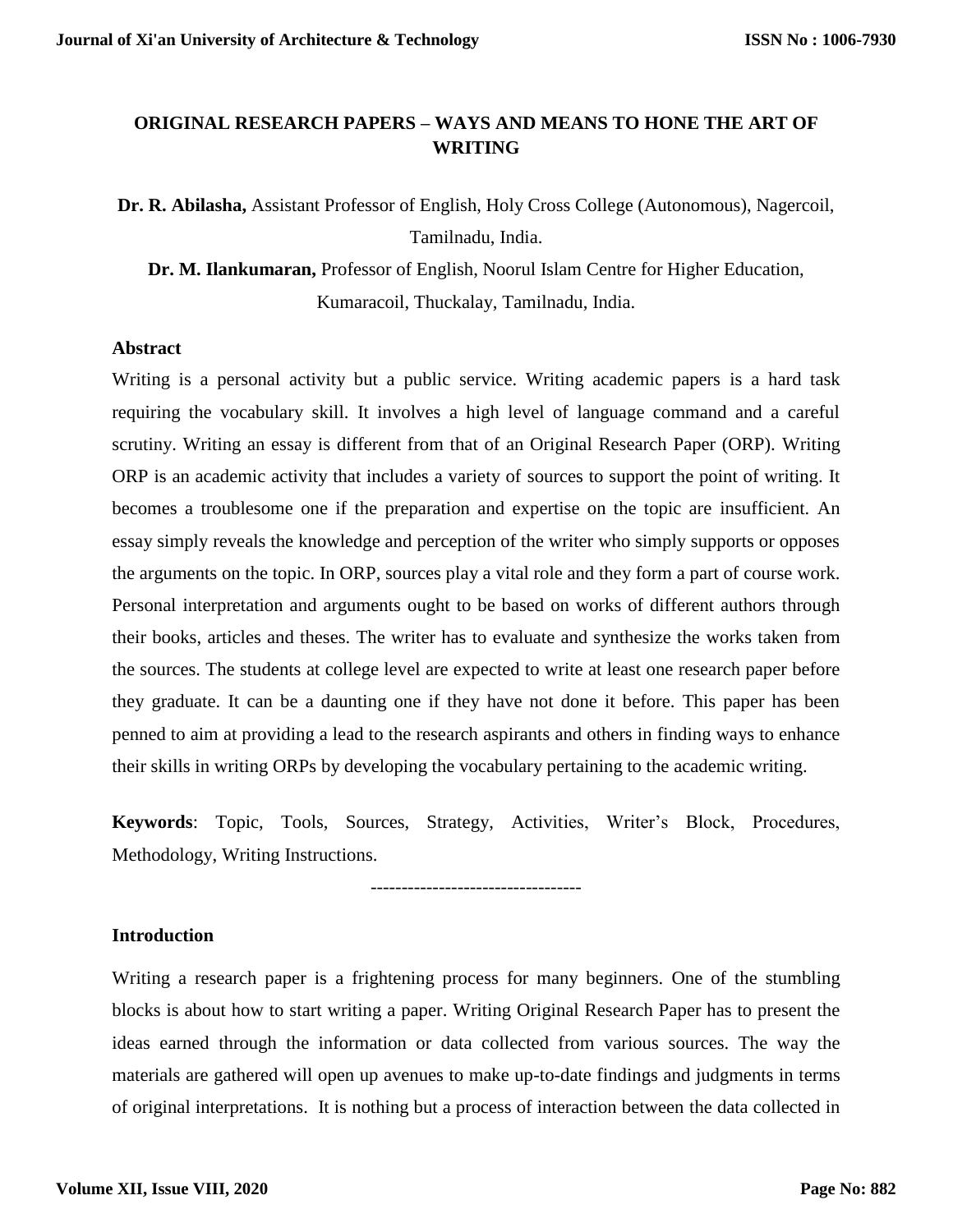# ORIGINAL RESEARCH PAPERS – WAYS AND MEANS TO HONE THE ART OF WRITING

**Dr. R. Abilasha,** Assistant Professor of English, Holy Cross College (Autonomous), Nagercoil, Tamilnadu, India.

**Dr. M. Ilankumaran,** Professor of English, Noorul Islam Centre for Higher Education, Kumaracoil, Thuckalay, Tamilnadu, India.

## Abstract

Writing is a personal activity but a public service. Writing academic papers is a hard task requiring the vocabulary skill. It involves a high level of language command and a careful scrutiny. Writing an essay is different from that of an Original Research Paper (ORP). Writing ORP is an academic activity that includes a variety of sources to support the point of writing. It becomes a troublesome one if the preparation and expertise on the topic are insufficient. An essay simply reveals the knowledge and perception of the writer who simply supports or opposes the arguments on the topic. In ORP, sources play a vital role and they form a part of course work. Personal interpretation and arguments ought to be based on works of different authors through their books, articles and theses. The writer has to evaluate and synthesize the works taken from the sources. The students at college level are expected to write at least one research paper before they graduate. It can be a daunting one if they have not done it before. This paper has been penned to aim at providing a lead to the research aspirants and others in finding ways to enhance their skills in writing ORPs by developing the vocabulary pertaining to the academic writing.

**Keywords**: Topic, Tools, Sources, Strategy, Activities, Writer's Block, Procedures, Methodology, Writing Instructions.

----------------------------------

## Introduction

Writing a research paper is a frightening process for many beginners. One of the stumbling blocks is about how to start writing a paper. Writing Original Research Paper has to present the ideas earned through the information or data collected from various sources. The way the materials are gathered will open up avenues to make up-to-date findings and judgments in terms of original interpretations. It is nothing but a process of interaction between the data collected in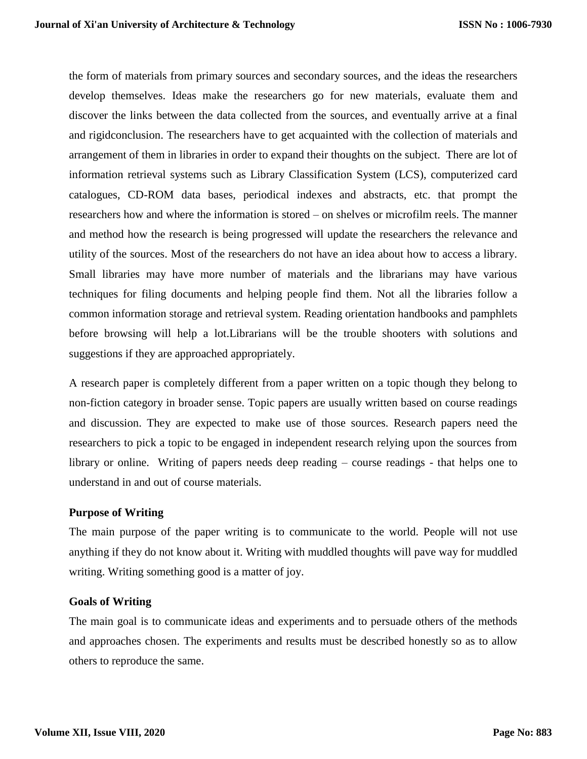the form of materials from primary sources and secondary sources, and the ideas the researchers develop themselves. Ideas make the researchers go for new materials, evaluate them and discover the links between the data collected from the sources, and eventually arrive at a final and rigidconclusion. The researchers have to get acquainted with the collection of materials and arrangement of them in libraries in order to expand their thoughts on the subject. There are lot of information retrieval systems such as Library Classification System (LCS), computerized card catalogues, CD-ROM data bases, periodical indexes and abstracts, etc. that prompt the researchers how and where the information is stored – on shelves or microfilm reels. The manner and method how the research is being progressed will update the researchers the relevance and utility of the sources. Most of the researchers do not have an idea about how to access a library. Small libraries may have more number of materials and the librarians may have various techniques for filing documents and helping people find them. Not all the libraries follow a common information storage and retrieval system. Reading orientation handbooks and pamphlets before browsing will help a lot.Librarians will be the trouble shooters with solutions and suggestions if they are approached appropriately.

A research paper is completely different from a paper written on a topic though they belong to non-fiction category in broader sense. Topic papers are usually written based on course readings and discussion. They are expected to make use of those sources. Research papers need the researchers to pick a topic to be engaged in independent research relying upon the sources from library or online. Writing of papers needs deep reading – course readings - that helps one to understand in and out of course materials.

**Purpose of Writing**

The main purpose of the paper writing is to communicate to the world. People will not use anything if they do not know about it. Writing with muddled thoughts will pave way for muddled writing. Writing something good is a matter of joy.

**Goals of Writing**

The main goal is to communicate ideas and experiments and to persuade others of the methods and approaches chosen. The experiments and results must be described honestly so as to allow others to reproduce the same.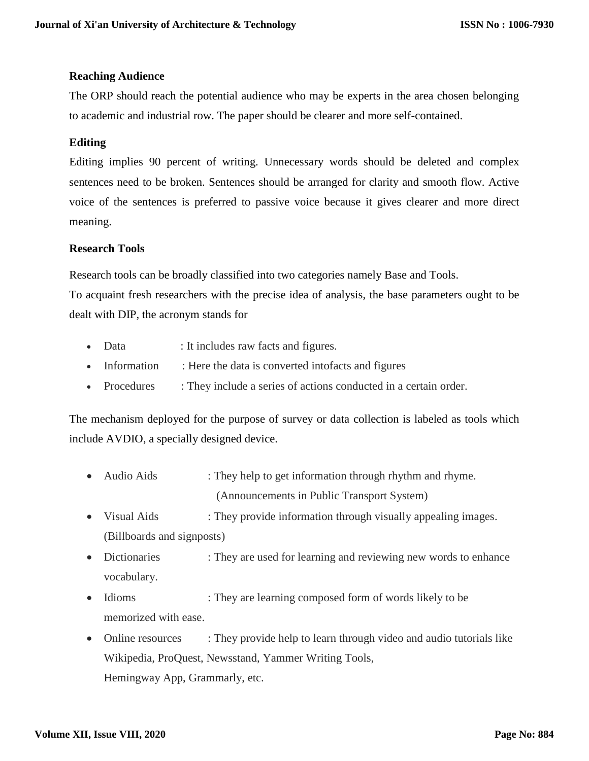### Reaching Audience

The ORP should reach the potential audience who may be experts in the area chosen belonging to academic and industrial row. The paper should be clearer and more self-contained.

### Editing

Editing implies 90 percent of writing. Unnecessary words should be deleted and complex sentences need to be broken. Sentences should be arranged for clarity and smooth flow. Active voice of the sentences is preferred to passive voice because it gives clearer and more direct meaning.

### Research Tools

Research tools can be broadly classified into two categories namely Base and Tools.

To acquaint fresh researchers with the precise idea of analysis, the base parameters ought to be dealt with DIP, the acronym stands for

- Data : It includes raw facts and figures.
- Information : Here the data is converted intofacts and figures
- Procedures : They include a series of actions conducted in a certain order.

The mechanism deployed for the purpose of survey or data collection is labeled as tools which include AVDIO, a specially designed device.

- Audio Aids : They help to get information through rhythm and rhyme. (Announcements in Public Transport System)
- Visual Aids : They provide information through visually appealing images. (Billboards and signposts)
- Dictionaries : They are used for learning and reviewing new words to enhance vocabulary.
- Idioms : They are learning composed form of words likely to be memorized with ease.
- Online resources : They provide help to learn through video and audio tutorials like Wikipedia, ProQuest, Newsstand, Yammer Writing Tools, Hemingway App, Grammarly, etc.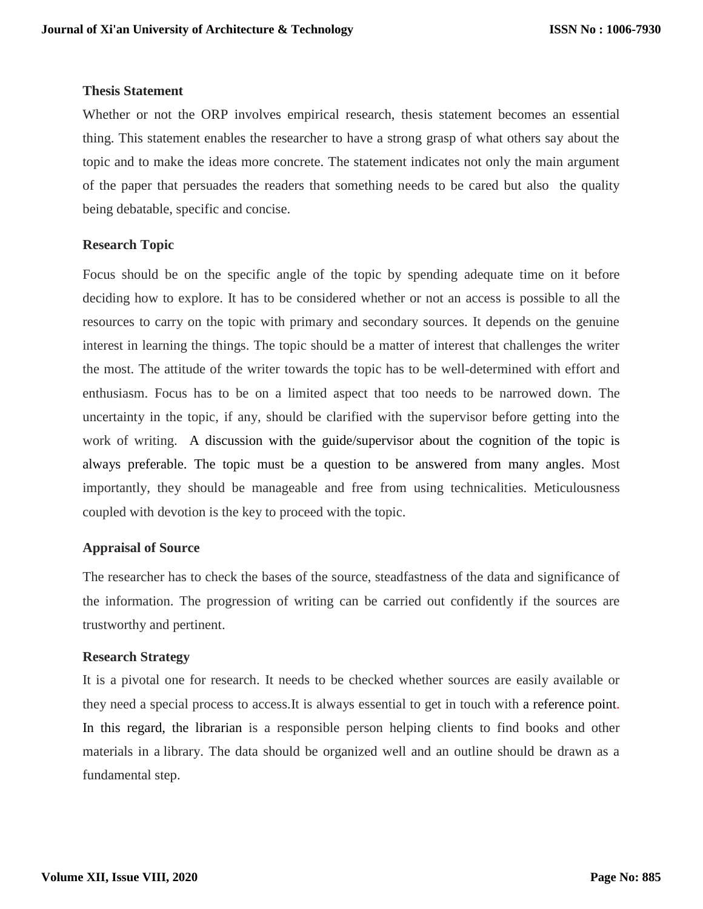### Thesis Statement

Whether or not the ORP involves empirical research, thesis statement becomes an essential thing. This statement enables the researcher to have a strong grasp of what others say about the topic and to make the ideas more concrete. The statement indicates not only the main argument of the paper that persuades the readers that something needs to be cared but also the quality being debatable, specific and concise.

### Research Topic

Focus should be on the specific angle of the topic by spending adequate time on it before deciding how to explore. It has to be considered whether or not an access is possible to all the resources to carry on the topic with primary and secondary sources. It depends on the genuine interest in learning the things. The topic should be a matter of interest that challenges the writer the most. The attitude of the writer towards the topic has to be well-determined with effort and enthusiasm. Focus has to be on a limited aspect that too needs to be narrowed down. The uncertainty in the topic, if any, should be clarified with the supervisor before getting into the work of writing. A discussion with the guide/supervisor about the cognition of the topic is always preferable. The topic must be a question to be answered from many angles. Most importantly, they should be manageable and free from using technicalities. Meticulousness coupled with devotion is the key to proceed with the topic.

### Appraisal of Source

The researcher has to check the bases of the source, steadfastness of the data and significance of the information. The progression of writing can be carried out confidently if the sources are trustworthy and pertinent.

### Research Strategy

It is a pivotal one for research. It needs to be checked whether sources are easily available or they need a special process to access.It is always essential to get in touch with a reference point. In this regard, the librarian is a responsible person helping clients to find books and other materials in a library. The data should be organized well and an outline should be drawn as a fundamental step.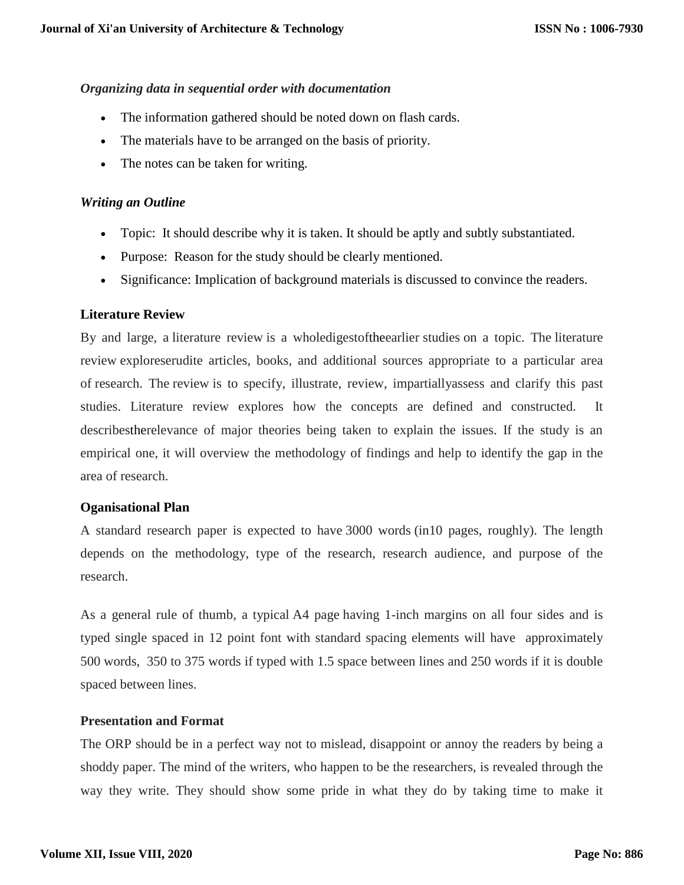*Organizing data in sequential order with documentation*

- The information gathered should be noted down on flash cards.
- The materials have to be arranged on the basis of priority.
- The notes can be taken for writing.

*Writing an Outline*

- Topic: It should describe why it is taken. It should be aptly and subtly substantiated.
- Purpose: Reason for the study should be clearly mentioned.
- Significance: Implication of background materials is discussed to convince the readers.

**Literature Review**

By and large, a literature review is a wholedigestoftheearlier studies on a topic. The literature review exploreserudite articles, books, and additional sources appropriate to a particular area of research. The review is to specify, illustrate, review, impartiallyassess and clarify this past studies. Literature review explores how the concepts are defined and constructed. It describestherelevance of major theories being taken to explain the issues. If the study is an empirical one, it will overview the methodology of findings and help to identify the gap in the area of research.

**Oganisational Plan**

A standard research paper is expected to have 3000 words (in10 pages, roughly). The length depends on the methodology, type of the research, research audience, and purpose of the research.

As a general rule of thumb, a typical A4 page having 1-inch margins on all four sides and is typed single spaced in 12 point font with standard spacing elements will have approximately 500 words, 350 to 375 words if typed with 1.5 space between lines and 250 words if it is double spaced between lines.

**Presentation and Format**

The ORP should be in a perfect way not to mislead, disappoint or annoy the readers by being a shoddy paper. The mind of the writers, who happen to be the researchers, is revealed through the way they write. They should show some pride in what they do by taking time to make it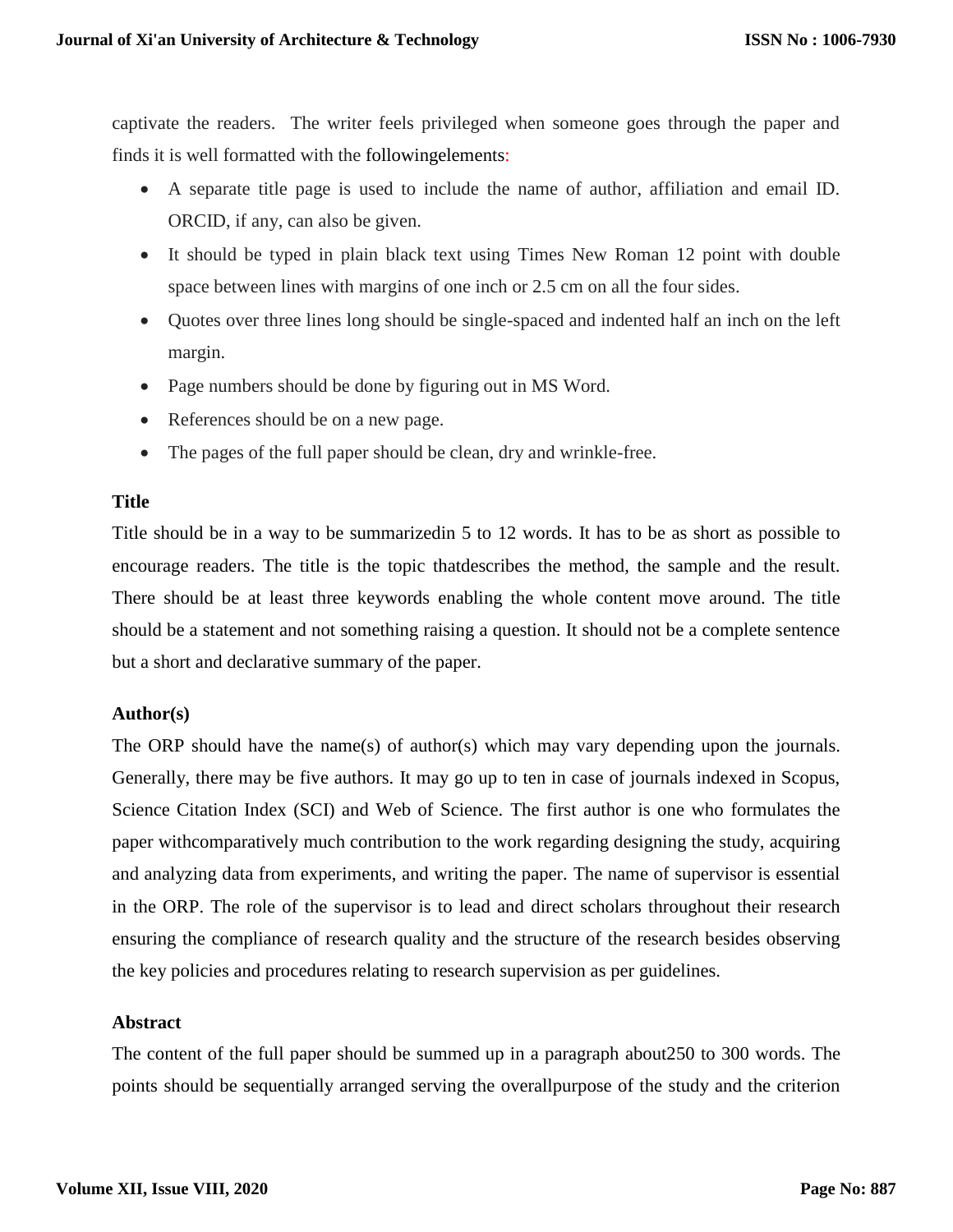captivate the readers. The writer feels privileged when someone goes through the paper and finds it is well formatted with the followingelements:

- A separate title page is used to include the name of author, affiliation and email ID. ORCID, if any, can also be given.
- It should be typed in plain black text using Times New Roman 12 point with double space between lines with margins of one inch or 2.5 cm on all the four sides.
- Quotes over three lines long should be single-spaced and indented half an inch on the left margin.
- Page numbers should be done by figuring out in MS Word.
- References should be on a new page.
- The pages of the full paper should be clean, dry and wrinkle-free.

**Title**

Title should be in a way to be summarizedin 5 to 12 words. It has to be as short as possible to encourage readers. The title is the topic thatdescribes the method, the sample and the result. There should be at least three keywords enabling the whole content move around. The title should be a statement and not something raising a question. It should not be a complete sentence but a short and declarative summary of the paper.

**Author(s)**

The ORP should have the name(s) of author(s) which may vary depending upon the journals. Generally, there may be five authors. It may go up to ten in case of journals indexed in Scopus, Science Citation Index (SCI) and Web of Science. The first author is one who formulates the paper withcomparatively much contribution to the work regarding designing the study, acquiring and analyzing data from experiments, and writing the paper. The name of supervisor is essential in the ORP. The role of the supervisor is to lead and direct scholars throughout their research ensuring the compliance of research quality and the structure of the research besides observing the key policies and procedures relating to research supervision as per guidelines.

**Abstract**

The content of the full paper should be summed up in a paragraph about250 to 300 words. The points should be sequentially arranged serving the overallpurpose of the study and the criterion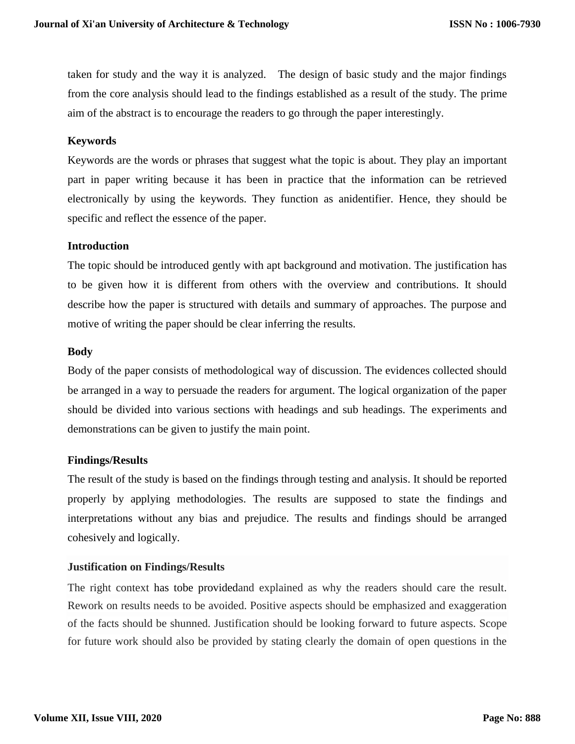taken for study and the way it is analyzed. The design of basic study and the major findings from the core analysis should lead to the findings established as a result of the study. The prime aim of the abstract is to encourage the readers to go through the paper interestingly.

**Keywords**

Keywords are the words or phrases that suggest what the topic is about. They play an important part in paper writing because it has been in practice that the information can be retrieved electronically by using the keywords. They function as anidentifier. Hence, they should be specific and reflect the essence of the paper.

**Introduction**

The topic should be introduced gently with apt background and motivation. The justification has to be given how it is different from others with the overview and contributions. It should describe how the paper is structured with details and summary of approaches. The purpose and motive of writing the paper should be clear inferring the results.

**Body**

Body of the paper consists of methodological way of discussion. The evidences collected should be arranged in a way to persuade the readers for argument. The logical organization of the paper should be divided into various sections with headings and sub headings. The experiments and demonstrations can be given to justify the main point.

**Findings/Results**

The result of the study is based on the findings through testing and analysis. It should be reported properly by applying methodologies. The results are supposed to state the findings and interpretations without any bias and prejudice. The results and findings should be arranged cohesively and logically.

**Justification on Findings/Results**

The right context has tobe providedand explained as why the readers should care the result. Rework on results needs to be avoided. Positive aspects should be emphasized and exaggeration of the facts should be shunned. Justification should be looking forward to future aspects. Scope for future work should also be provided by stating clearly the domain of open questions in the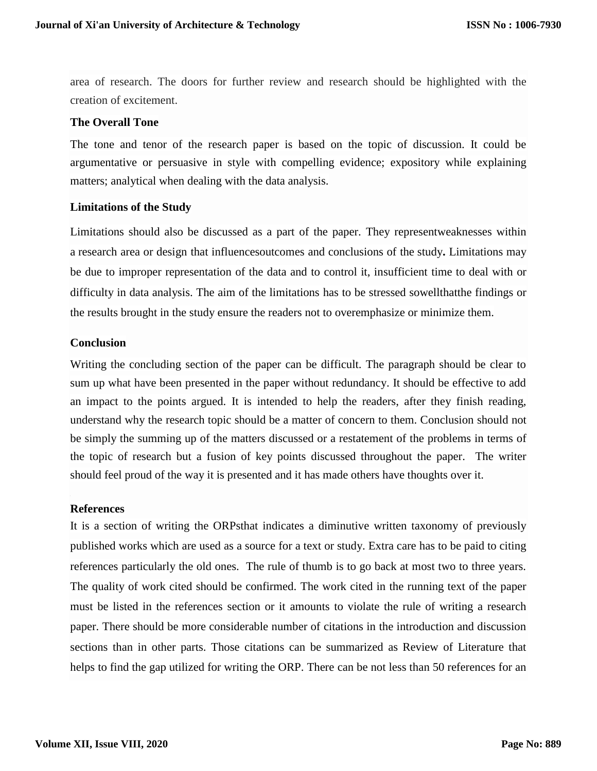area of research. The doors for further review and research should be highlighted with the creation of excitement.

**The Overall Tone**

The tone and tenor of the research paper is based on the topic of discussion. It could be argumentative or persuasive in style with compelling evidence; expository while explaining matters; analytical when dealing with the data analysis.

**Limitations of the Study**

Limitations should also be discussed as a part of the paper. They representweaknesses within a research area or design that influencesoutcomes and conclusions of the study**.** Limitations may be due to improper representation of the data and to control it, insufficient time to deal with or difficulty in data analysis. The aim of the limitations has to be stressed sowellthatthe findings or the results brought in the study ensure the readers not to overemphasize or minimize them.

**Conclusion**

Writing the concluding section of the paper can be difficult. The paragraph should be clear to sum up what have been presented in the paper without redundancy. It should be effective to add an impact to the points argued. It is intended to help the readers, after they finish reading, understand why the research topic should be a matter of concern to them. Conclusion should not be simply the summing up of the matters discussed or a restatement of the problems in terms of the topic of research but a fusion of key points discussed throughout the paper. The writer should feel proud of the way it is presented and it has made others have thoughts over it.

**References**

It is a section of writing the ORPsthat indicates a diminutive written taxonomy of previously published works which are used as a source for a text or study. Extra care has to be paid to citing references particularly the old ones. The rule of thumb is to go back at most two to three years. The quality of work cited should be confirmed. The work cited in the running text of the paper must be listed in the references section or it amounts to violate the rule of writing a research paper. There should be more considerable number of citations in the introduction and discussion sections than in other parts. Those citations can be summarized as Review of Literature that helps to find the gap utilized for writing the ORP. There can be not less than 50 references for an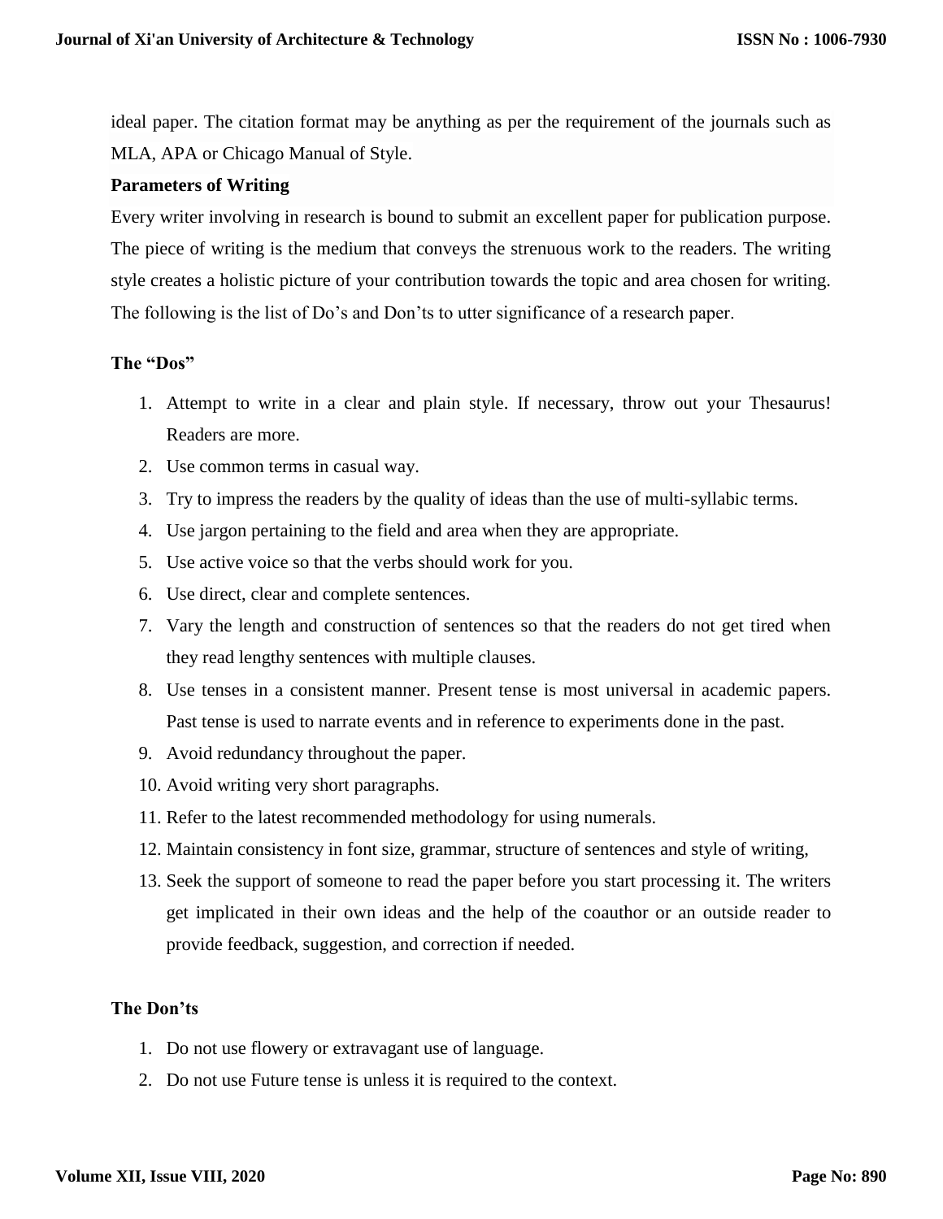ideal paper. The citation format may be anything as per the requirement of the journals such as MLA, APA or Chicago Manual of Style.

**Parameters of Writing**

Every writer involving in research is bound to submit an excellent paper for publication purpose. The piece of writing is the medium that conveys the strenuous work to the readers. The writing style creates a holistic picture of your contribution towards the topic and area chosen for writing. The following is the list of Do's and Don'ts to utter significance of a research paper.

**The "Dos"**

1. Attempt to write in a clear and plain style. If necessary, throw out your Thesaurus! Readers are more.
2. Use common terms in casual way.
3. Try to impress the readers by the quality of ideas than the use of multi-syllabic terms.
4. Use jargon pertaining to the field and area when they are appropriate.
5. Use active voice so that the verbs should work for you.
6. Use direct, clear and complete sentences.
7. Vary the length and construction of sentences so that the readers do not get tired when they read lengthy sentences with multiple clauses.
8. Use tenses in a consistent manner. Present tense is most universal in academic papers. Past tense is used to narrate events and in reference to experiments done in the past.
9. Avoid redundancy throughout the paper.
10. Avoid writing very short paragraphs.
11. Refer to the latest recommended methodology for using numerals.
12. Maintain consistency in font size, grammar, structure of sentences and style of writing,
13. Seek the support of someone to read the paper before you start processing it. The writers get implicated in their own ideas and the help of the coauthor or an outside reader to provide feedback, suggestion, and correction if needed.

**The Don'ts**

1. Do not use flowery or extravagant use of language.
2. Do not use Future tense is unless it is required to the context.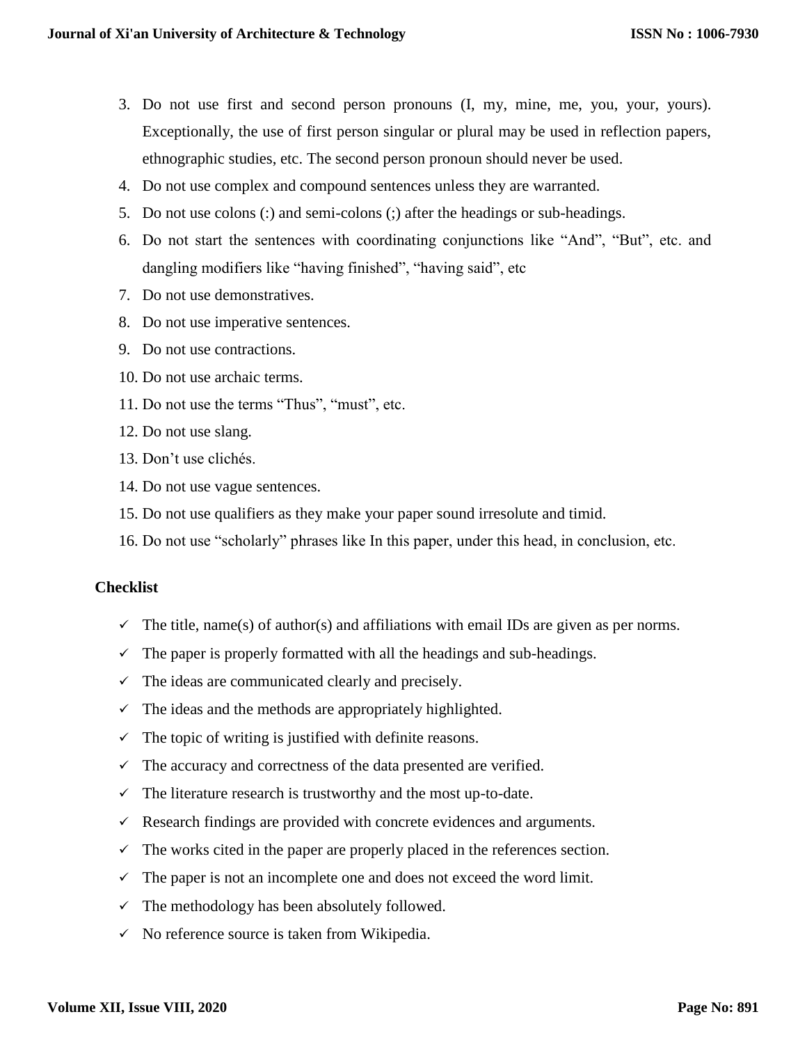3. Do not use first and second person pronouns (I, my, mine, me, you, your, yours). Exceptionally, the use of first person singular or plural may be used in reflection papers, ethnographic studies, etc. The second person pronoun should never be used.
4. Do not use complex and compound sentences unless they are warranted.
5. Do not use colons (:) and semi-colons (;) after the headings or sub-headings.
6. Do not start the sentences with coordinating conjunctions like "And", "But", etc. and dangling modifiers like "having finished", "having said", etc
7. Do not use demonstratives.
8. Do not use imperative sentences.
9. Do not use contractions.
10. Do not use archaic terms.
11. Do not use the terms "Thus", "must", etc.
12. Do not use slang.
13. Don't use clichés.
14. Do not use vague sentences.
15. Do not use qualifiers as they make your paper sound irresolute and timid.
16. Do not use "scholarly" phrases like In this paper, under this head, in conclusion, etc.

**Checklist**

- ✓ The title, name(s) of author(s) and affiliations with email IDs are given as per norms.
- ✓ The paper is properly formatted with all the headings and sub-headings.
- ✓ The ideas are communicated clearly and precisely.
- ✓ The ideas and the methods are appropriately highlighted.
- ✓ The topic of writing is justified with definite reasons.
- ✓ The accuracy and correctness of the data presented are verified.
- ✓ The literature research is trustworthy and the most up-to-date.
- ✓ Research findings are provided with concrete evidences and arguments.
- ✓ The works cited in the paper are properly placed in the references section.
- ✓ The paper is not an incomplete one and does not exceed the word limit.
- ✓ The methodology has been absolutely followed.
- ✓ No reference source is taken from Wikipedia.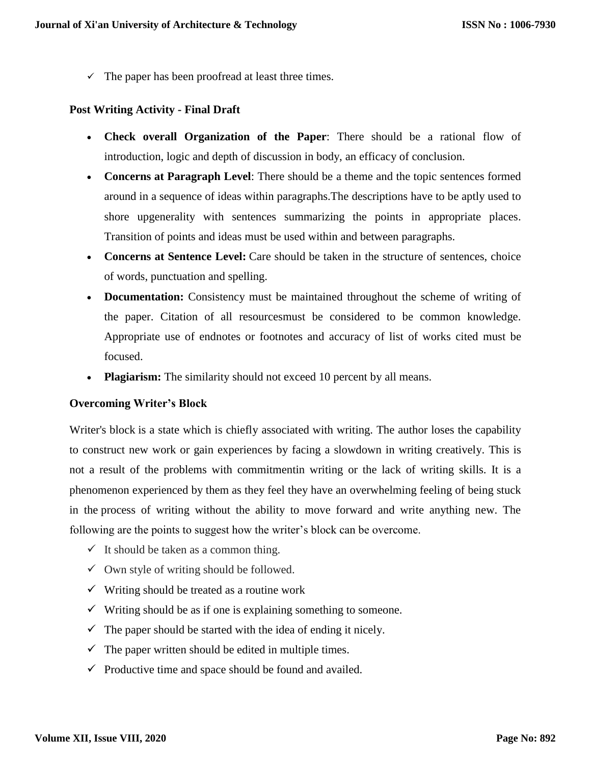- ✓ The paper has been proofread at least three times.

### Post Writing Activity - Final Draft

- **Check overall Organization of the Paper**: There should be a rational flow of introduction, logic and depth of discussion in body, an efficacy of conclusion.
- **Concerns at Paragraph Level**: There should be a theme and the topic sentences formed around in a sequence of ideas within paragraphs.The descriptions have to be aptly used to shore upgenerality with sentences summarizing the points in appropriate places. Transition of points and ideas must be used within and between paragraphs.
- **Concerns at Sentence Level:** Care should be taken in the structure of sentences, choice of words, punctuation and spelling.
- **Documentation:** Consistency must be maintained throughout the scheme of writing of the paper. Citation of all resourcesmust be considered to be common knowledge. Appropriate use of endnotes or footnotes and accuracy of list of works cited must be focused.
- **Plagiarism:** The similarity should not exceed 10 percent by all means.

### Overcoming Writer's Block

Writer's block is a state which is chiefly associated with writing. The author loses the capability to construct new work or gain experiences by facing a slowdown in writing creatively. This is not a result of the problems with commitmentin writing or the lack of writing skills. It is a phenomenon experienced by them as they feel they have an overwhelming feeling of being stuck in the process of writing without the ability to move forward and write anything new. The following are the points to suggest how the writer's block can be overcome.

- ✓ It should be taken as a common thing.
- ✓ Own style of writing should be followed.
- ✓ Writing should be treated as a routine work
- ✓ Writing should be as if one is explaining something to someone.
- ✓ The paper should be started with the idea of ending it nicely.
- ✓ The paper written should be edited in multiple times.
- ✓ Productive time and space should be found and availed.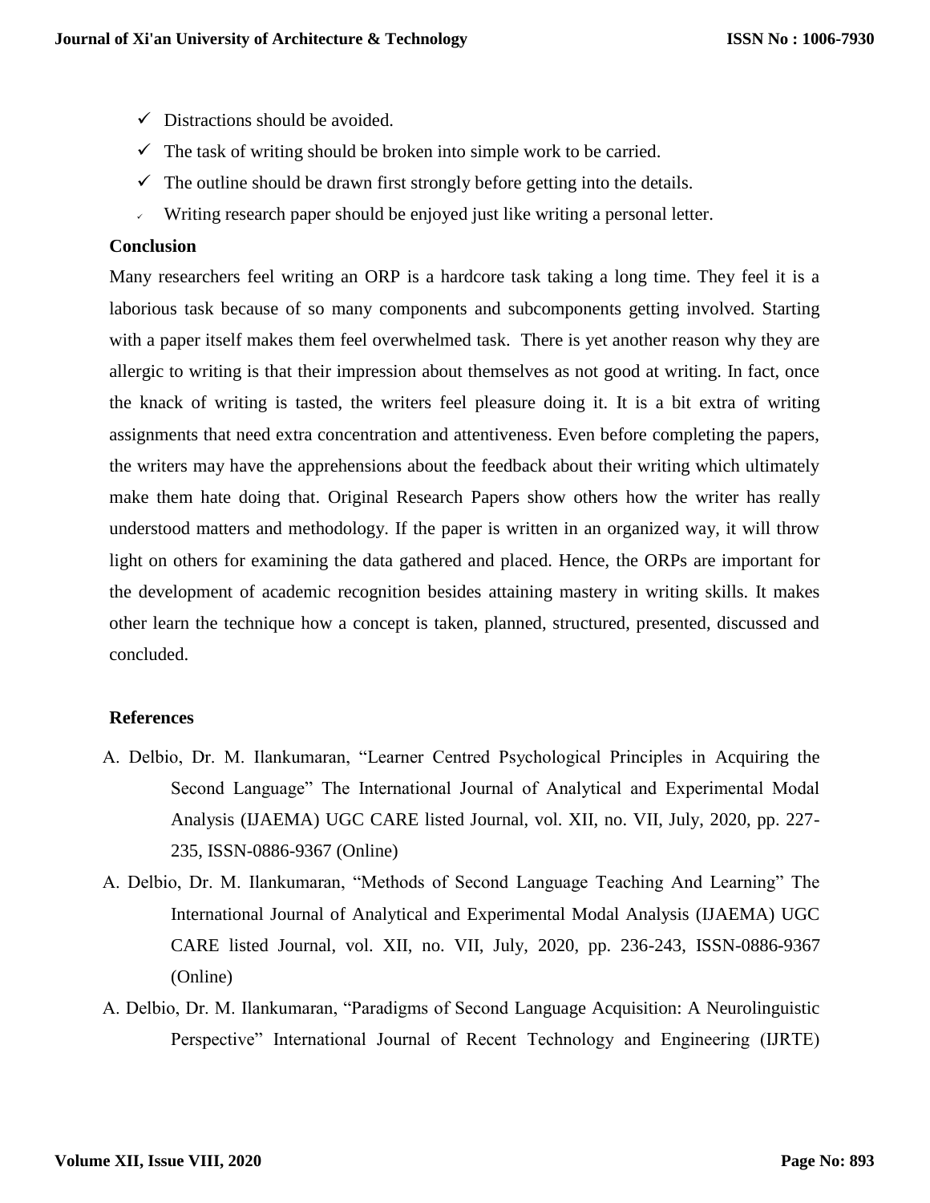- ✓ Distractions should be avoided.
- ✓ The task of writing should be broken into simple work to be carried.
- ✓ The outline should be drawn first strongly before getting into the details.
- ✓ Writing research paper should be enjoyed just like writing a personal letter.

## Conclusion

Many researchers feel writing an ORP is a hardcore task taking a long time. They feel it is a laborious task because of so many components and subcomponents getting involved. Starting with a paper itself makes them feel overwhelmed task. There is yet another reason why they are allergic to writing is that their impression about themselves as not good at writing. In fact, once the knack of writing is tasted, the writers feel pleasure doing it. It is a bit extra of writing assignments that need extra concentration and attentiveness. Even before completing the papers, the writers may have the apprehensions about the feedback about their writing which ultimately make them hate doing that. Original Research Papers show others how the writer has really understood matters and methodology. If the paper is written in an organized way, it will throw light on others for examining the data gathered and placed. Hence, the ORPs are important for the development of academic recognition besides attaining mastery in writing skills. It makes other learn the technique how a concept is taken, planned, structured, presented, discussed and concluded.

## References

A. Delbio, Dr. M. Ilankumaran, "Learner Centred Psychological Principles in Acquiring the Second Language" The International Journal of Analytical and Experimental Modal Analysis (IJAEMA) UGC CARE listed Journal, vol. XII, no. VII, July, 2020, pp. 227-235, ISSN-0886-9367 (Online)

A. Delbio, Dr. M. Ilankumaran, "Methods of Second Language Teaching And Learning" The International Journal of Analytical and Experimental Modal Analysis (IJAEMA) UGC CARE listed Journal, vol. XII, no. VII, July, 2020, pp. 236-243, ISSN-0886-9367 (Online)

A. Delbio, Dr. M. Ilankumaran, "Paradigms of Second Language Acquisition: A Neurolinguistic Perspective" International Journal of Recent Technology and Engineering (IJRTE)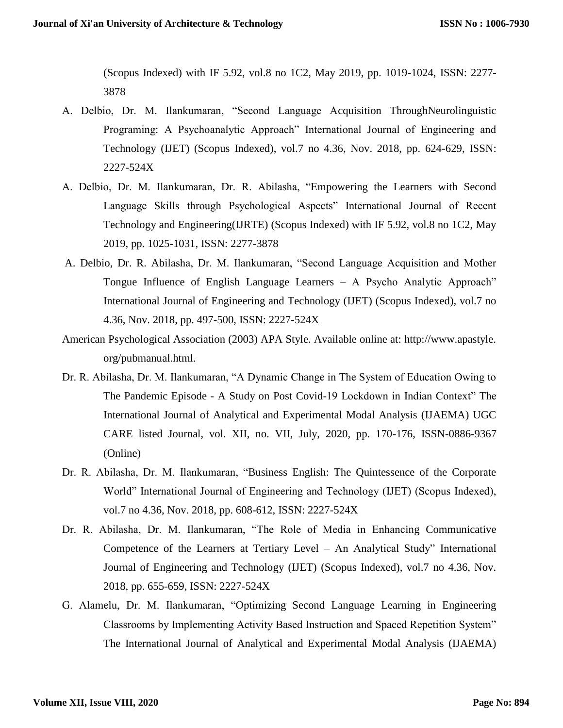(Scopus Indexed) with IF 5.92, vol.8 no 1C2, May 2019, pp. 1019-1024, ISSN: 2277-3878

A. Delbio, Dr. M. Ilankumaran, "Second Language Acquisition ThroughNeurolinguistic Programing: A Psychoanalytic Approach" International Journal of Engineering and Technology (IJET) (Scopus Indexed), vol.7 no 4.36, Nov. 2018, pp. 624-629, ISSN: 2227-524X

A. Delbio, Dr. M. Ilankumaran, Dr. R. Abilasha, "Empowering the Learners with Second Language Skills through Psychological Aspects" International Journal of Recent Technology and Engineering(IJRTE) (Scopus Indexed) with IF 5.92, vol.8 no 1C2, May 2019, pp. 1025-1031, ISSN: 2277-3878

A. Delbio, Dr. R. Abilasha, Dr. M. Ilankumaran, "Second Language Acquisition and Mother Tongue Influence of English Language Learners – A Psycho Analytic Approach" International Journal of Engineering and Technology (IJET) (Scopus Indexed), vol.7 no 4.36, Nov. 2018, pp. 497-500, ISSN: 2227-524X

American Psychological Association (2003) APA Style. Available online at: http://www.apastyle.org/pubmanual.html.

Dr. R. Abilasha, Dr. M. Ilankumaran, "A Dynamic Change in The System of Education Owing to The Pandemic Episode - A Study on Post Covid-19 Lockdown in Indian Context" The International Journal of Analytical and Experimental Modal Analysis (IJAEMA) UGC CARE listed Journal, vol. XII, no. VII, July, 2020, pp. 170-176, ISSN-0886-9367 (Online)

Dr. R. Abilasha, Dr. M. Ilankumaran, "Business English: The Quintessence of the Corporate World" International Journal of Engineering and Technology (IJET) (Scopus Indexed), vol.7 no 4.36, Nov. 2018, pp. 608-612, ISSN: 2227-524X

Dr. R. Abilasha, Dr. M. Ilankumaran, "The Role of Media in Enhancing Communicative Competence of the Learners at Tertiary Level – An Analytical Study" International Journal of Engineering and Technology (IJET) (Scopus Indexed), vol.7 no 4.36, Nov. 2018, pp. 655-659, ISSN: 2227-524X

G. Alamelu, Dr. M. Ilankumaran, "Optimizing Second Language Learning in Engineering Classrooms by Implementing Activity Based Instruction and Spaced Repetition System" The International Journal of Analytical and Experimental Modal Analysis (IJAEMA)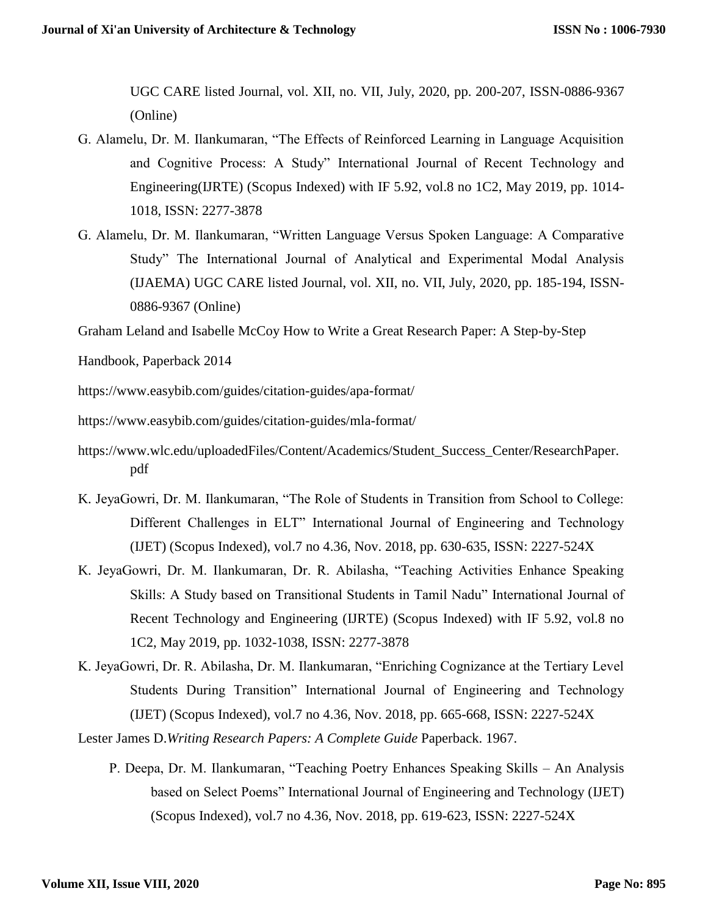UGC CARE listed Journal, vol. XII, no. VII, July, 2020, pp. 200-207, ISSN-0886-9367 (Online)

G. Alamelu, Dr. M. Ilankumaran, "The Effects of Reinforced Learning in Language Acquisition and Cognitive Process: A Study" International Journal of Recent Technology and Engineering(IJRTE) (Scopus Indexed) with IF 5.92, vol.8 no 1C2, May 2019, pp. 1014-1018, ISSN: 2277-3878

G. Alamelu, Dr. M. Ilankumaran, "Written Language Versus Spoken Language: A Comparative Study" The International Journal of Analytical and Experimental Modal Analysis (IJAEMA) UGC CARE listed Journal, vol. XII, no. VII, July, 2020, pp. 185-194, ISSN-0886-9367 (Online)

Graham Leland and Isabelle McCoy How to Write a Great Research Paper: A Step-by-Step Handbook, Paperback 2014

https://www.easybib.com/guides/citation-guides/apa-format/

https://www.easybib.com/guides/citation-guides/mla-format/

https://www.wlc.edu/uploadedFiles/Content/Academics/Student_Success_Center/ResearchPaper.pdf

K. JeyaGowri, Dr. M. Ilankumaran, "The Role of Students in Transition from School to College: Different Challenges in ELT" International Journal of Engineering and Technology (IJET) (Scopus Indexed), vol.7 no 4.36, Nov. 2018, pp. 630-635, ISSN: 2227-524X

K. JeyaGowri, Dr. M. Ilankumaran, Dr. R. Abilasha, "Teaching Activities Enhance Speaking Skills: A Study based on Transitional Students in Tamil Nadu" International Journal of Recent Technology and Engineering (IJRTE) (Scopus Indexed) with IF 5.92, vol.8 no 1C2, May 2019, pp. 1032-1038, ISSN: 2277-3878

K. JeyaGowri, Dr. R. Abilasha, Dr. M. Ilankumaran, "Enriching Cognizance at the Tertiary Level Students During Transition" International Journal of Engineering and Technology (IJET) (Scopus Indexed), vol.7 no 4.36, Nov. 2018, pp. 665-668, ISSN: 2227-524X

Lester James D.*Writing Research Papers: A Complete Guide* Paperback. 1967.

P. Deepa, Dr. M. Ilankumaran, "Teaching Poetry Enhances Speaking Skills – An Analysis based on Select Poems" International Journal of Engineering and Technology (IJET) (Scopus Indexed), vol.7 no 4.36, Nov. 2018, pp. 619-623, ISSN: 2227-524X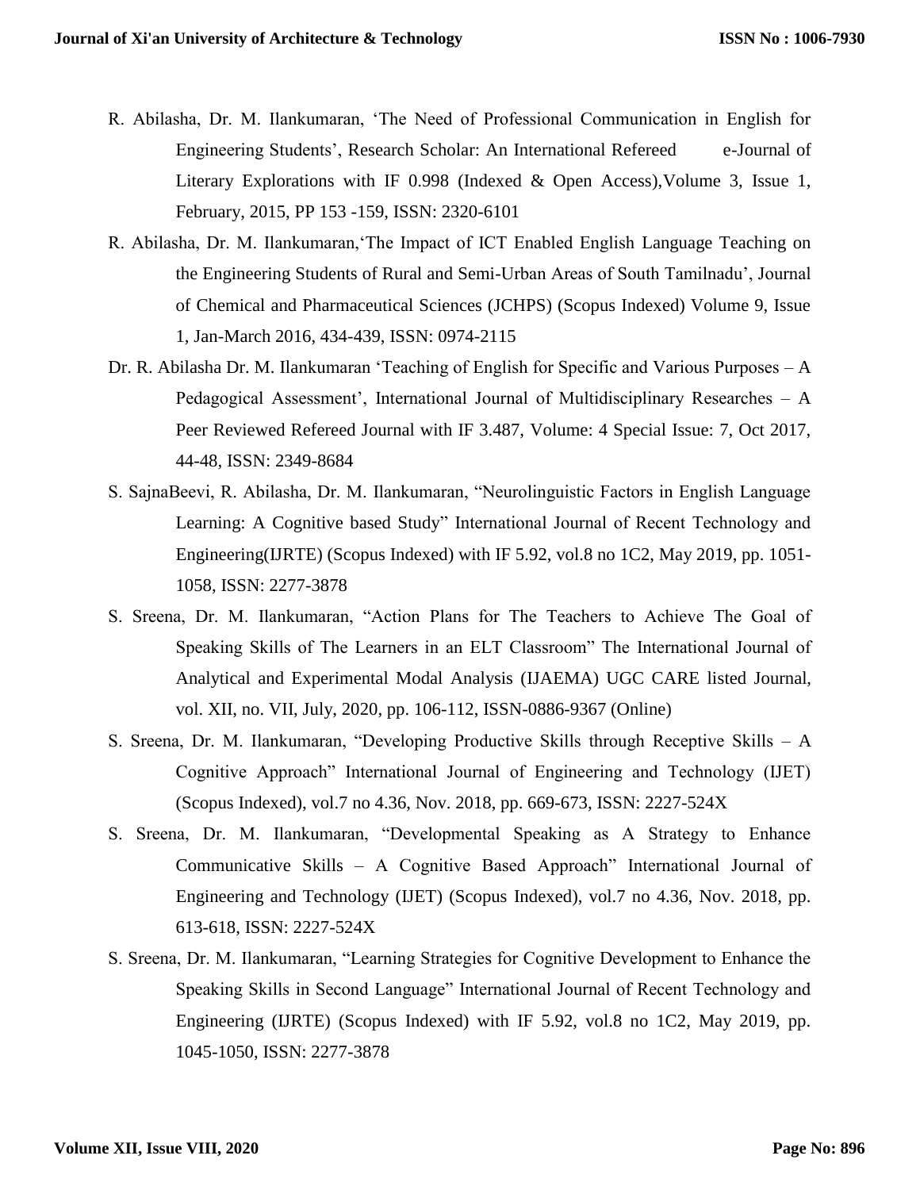R. Abilasha, Dr. M. Ilankumaran, ‘The Need of Professional Communication in English for Engineering Students’, Research Scholar: An International Refereed e-Journal of Literary Explorations with IF 0.998 (Indexed & Open Access),Volume 3, Issue 1, February, 2015, PP 153 -159, ISSN: 2320-6101

R. Abilasha, Dr. M. Ilankumaran,‘The Impact of ICT Enabled English Language Teaching on the Engineering Students of Rural and Semi-Urban Areas of South Tamilnadu’, Journal of Chemical and Pharmaceutical Sciences (JCHPS) (Scopus Indexed) Volume 9, Issue 1, Jan-March 2016, 434-439, ISSN: 0974-2115

Dr. R. Abilasha Dr. M. Ilankumaran ‘Teaching of English for Specific and Various Purposes – A Pedagogical Assessment’, International Journal of Multidisciplinary Researches – A Peer Reviewed Refereed Journal with IF 3.487, Volume: 4 Special Issue: 7, Oct 2017, 44-48, ISSN: 2349-8684

S. SajnaBeevi, R. Abilasha, Dr. M. Ilankumaran, “Neurolinguistic Factors in English Language Learning: A Cognitive based Study” International Journal of Recent Technology and Engineering(IJRTE) (Scopus Indexed) with IF 5.92, vol.8 no 1C2, May 2019, pp. 1051-1058, ISSN: 2277-3878

S. Sreena, Dr. M. Ilankumaran, “Action Plans for The Teachers to Achieve The Goal of Speaking Skills of The Learners in an ELT Classroom” The International Journal of Analytical and Experimental Modal Analysis (IJAEMA) UGC CARE listed Journal, vol. XII, no. VII, July, 2020, pp. 106-112, ISSN-0886-9367 (Online)

S. Sreena, Dr. M. Ilankumaran, “Developing Productive Skills through Receptive Skills – A Cognitive Approach” International Journal of Engineering and Technology (IJET) (Scopus Indexed), vol.7 no 4.36, Nov. 2018, pp. 669-673, ISSN: 2227-524X

S. Sreena, Dr. M. Ilankumaran, “Developmental Speaking as A Strategy to Enhance Communicative Skills – A Cognitive Based Approach” International Journal of Engineering and Technology (IJET) (Scopus Indexed), vol.7 no 4.36, Nov. 2018, pp. 613-618, ISSN: 2227-524X

S. Sreena, Dr. M. Ilankumaran, “Learning Strategies for Cognitive Development to Enhance the Speaking Skills in Second Language” International Journal of Recent Technology and Engineering (IJRTE) (Scopus Indexed) with IF 5.92, vol.8 no 1C2, May 2019, pp. 1045-1050, ISSN: 2277-3878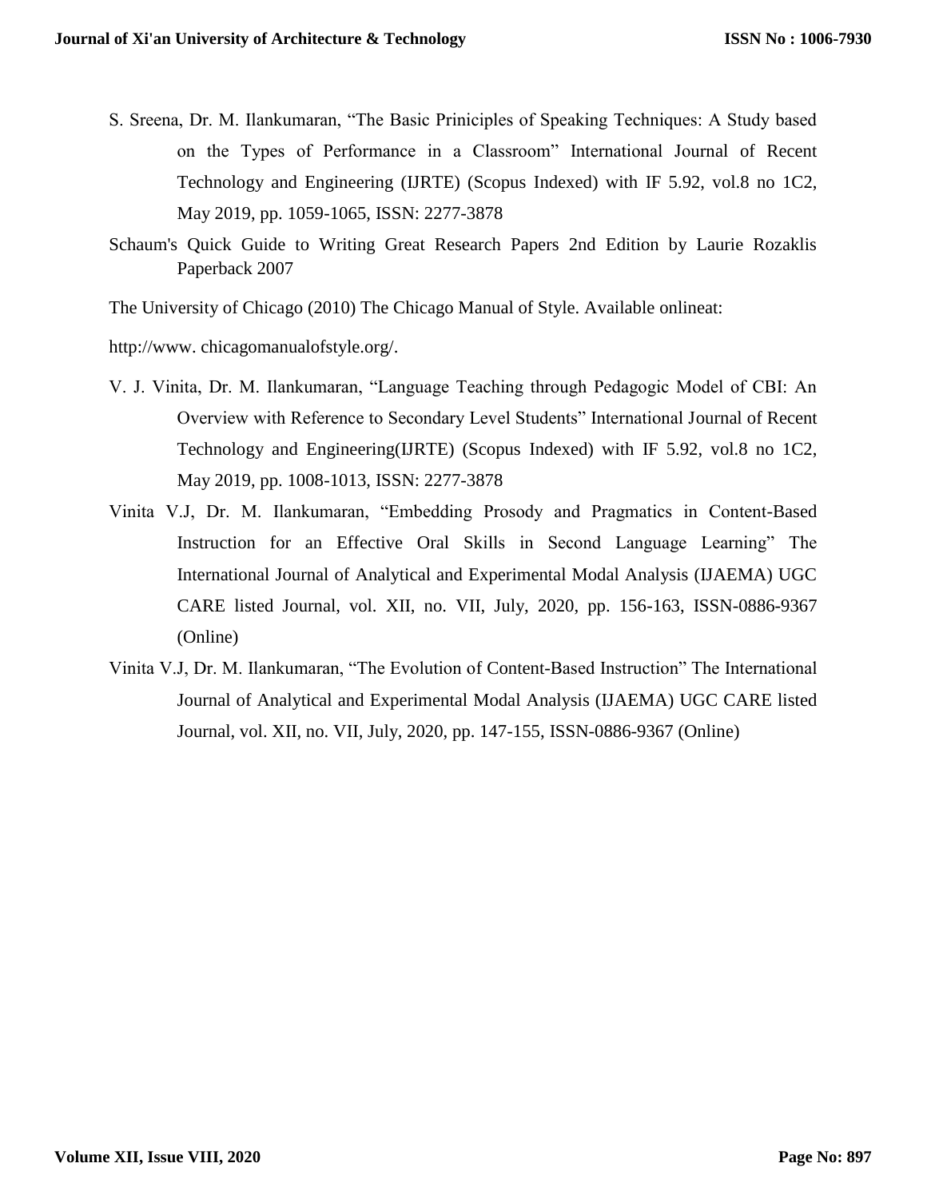S. Sreena, Dr. M. Ilankumaran, "The Basic Priniciples of Speaking Techniques: A Study based on the Types of Performance in a Classroom" International Journal of Recent Technology and Engineering (IJRTE) (Scopus Indexed) with IF 5.92, vol.8 no 1C2, May 2019, pp. 1059-1065, ISSN: 2277-3878

Schaum's Quick Guide to Writing Great Research Papers 2nd Edition by Laurie Rozaklis Paperback 2007

The University of Chicago (2010) The Chicago Manual of Style. Available onlineat:

http://www. chicagomanualofstyle.org/.

V. J. Vinita, Dr. M. Ilankumaran, "Language Teaching through Pedagogic Model of CBI: An Overview with Reference to Secondary Level Students" International Journal of Recent Technology and Engineering(IJRTE) (Scopus Indexed) with IF 5.92, vol.8 no 1C2, May 2019, pp. 1008-1013, ISSN: 2277-3878

Vinita V.J, Dr. M. Ilankumaran, "Embedding Prosody and Pragmatics in Content-Based Instruction for an Effective Oral Skills in Second Language Learning" The International Journal of Analytical and Experimental Modal Analysis (IJAEMA) UGC CARE listed Journal, vol. XII, no. VII, July, 2020, pp. 156-163, ISSN-0886-9367 (Online)

Vinita V.J, Dr. M. Ilankumaran, "The Evolution of Content-Based Instruction" The International Journal of Analytical and Experimental Modal Analysis (IJAEMA) UGC CARE listed Journal, vol. XII, no. VII, July, 2020, pp. 147-155, ISSN-0886-9367 (Online)